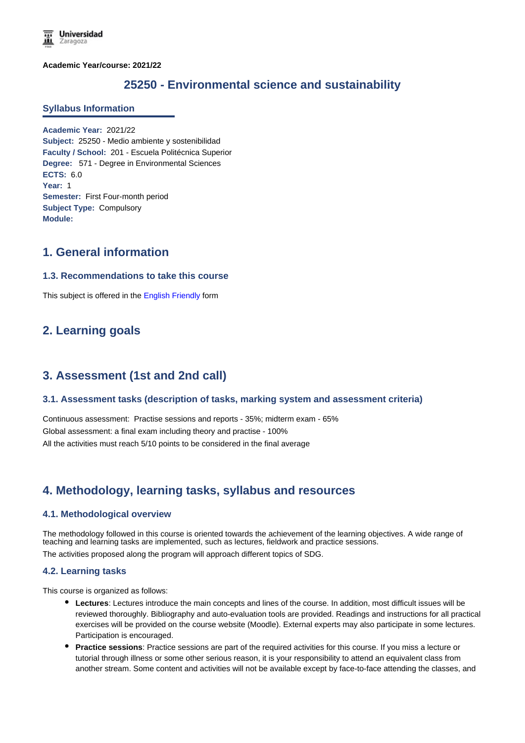**Academic Year/course: 2021/22**

# 25250 - Environmental science and sustainability

## Syllabus Information

**Academic Year:** 2021/22
**Subject:** 25250 - Medio ambiente y sostenibilidad
**Faculty / School:** 201 - Escuela Politécnica Superior
**Degree:** 571 - Degree in Environmental Sciences
**ECTS:** 6.0
**Year:** 1
**Semester:** First Four-month period
**Subject Type:** Compulsory
**Module:**

## 1. General information

### 1.3. Recommendations to take this course

This subject is offered in the English Friendly form

## 2. Learning goals

## 3. Assessment (1st and 2nd call)

### 3.1. Assessment tasks (description of tasks, marking system and assessment criteria)

Continuous assessment: Practise sessions and reports - 35%; midterm exam - 65%
Global assessment: a final exam including theory and practise - 100%
All the activities must reach 5/10 points to be considered in the final average

## 4. Methodology, learning tasks, syllabus and resources

### 4.1. Methodological overview

The methodology followed in this course is oriented towards the achievement of the learning objectives. A wide range of teaching and learning tasks are implemented, such as lectures, fieldwork and practice sessions.
The activities proposed along the program will approach different topics of SDG.

### 4.2. Learning tasks

This course is organized as follows:

- **Lectures**: Lectures introduce the main concepts and lines of the course. In addition, most difficult issues will be reviewed thoroughly. Bibliography and auto-evaluation tools are provided. Readings and instructions for all practical exercises will be provided on the course website (Moodle). External experts may also participate in some lectures. Participation is encouraged.
- **Practice sessions**: Practice sessions are part of the required activities for this course. If you miss a lecture or tutorial through illness or some other serious reason, it is your responsibility to attend an equivalent class from another stream. Some content and activities will not be available except by face-to-face attending the classes, and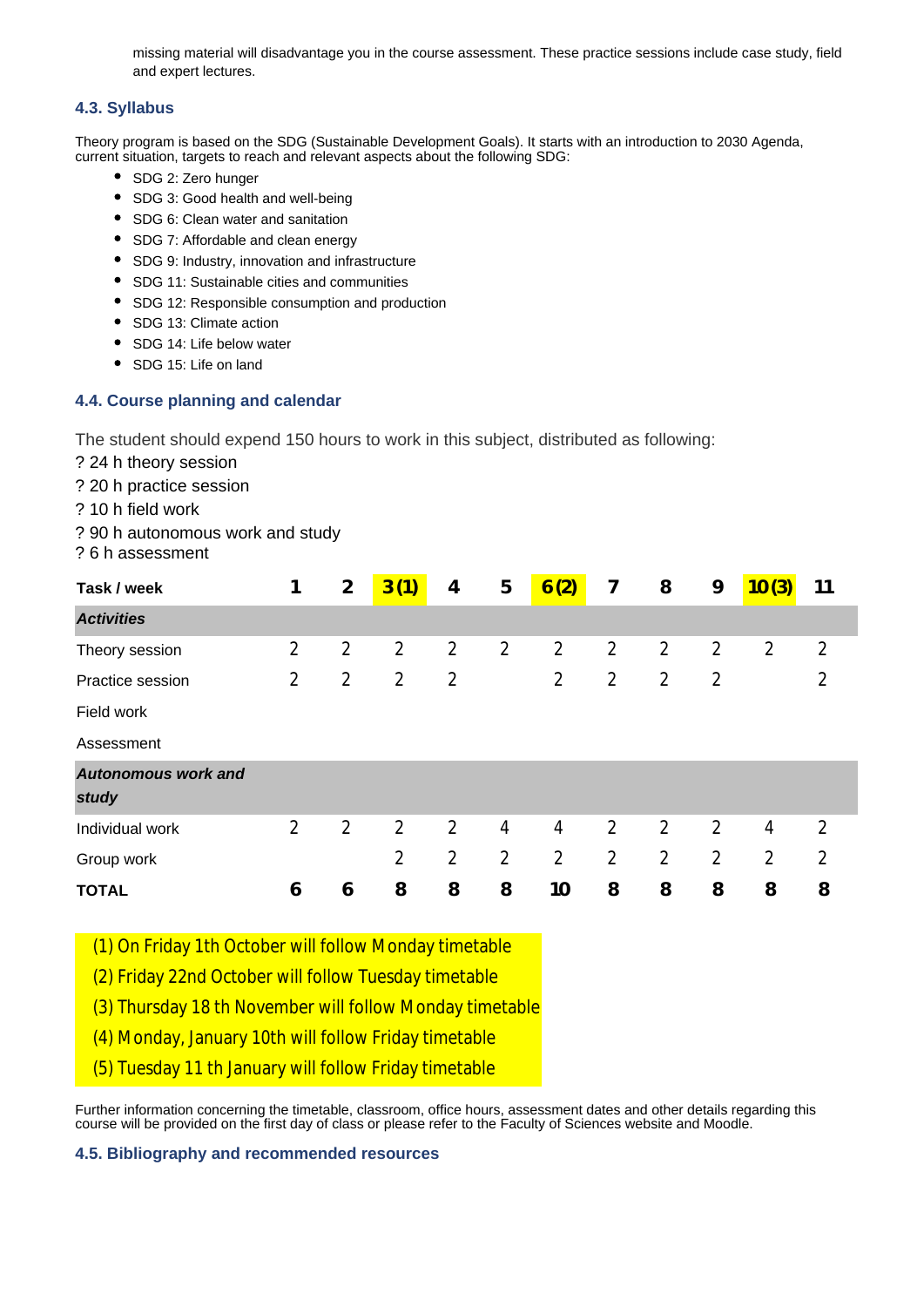missing material will disadvantage you in the course assessment. These practice sessions include case study, field and expert lectures.

### 4.3. Syllabus

Theory program is based on the SDG (Sustainable Development Goals). It starts with an introduction to 2030 Agenda, current situation, targets to reach and relevant aspects about the following SDG:

- SDG 2: Zero hunger
- SDG 3: Good health and well-being
- SDG 6: Clean water and sanitation
- SDG 7: Affordable and clean energy
- SDG 9: Industry, innovation and infrastructure
- SDG 11: Sustainable cities and communities
- SDG 12: Responsible consumption and production
- SDG 13: Climate action
- SDG 14: Life below water
- SDG 15: Life on land

### 4.4. Course planning and calendar

The student should expend 150 hours to work in this subject, distributed as following:

? 24 h theory session
? 20 h practice session
? 10 h field work
? 90 h autonomous work and study
? 6 h assessment

| Task / week | 1 | 2 | 3 (1) | 4 | 5 | 6 (2) | 7 | 8 | 9 | 10 (3) | 11 |
|---|---|---|---|---|---|---|---|---|---|---|---|
| ***Activities*** | | | | | | | | | | | |
| Theory session | 2 | 2 | 2 | 2 | 2 | 2 | 2 | 2 | 2 | 2 | 2 |
| Practice session | 2 | 2 | 2 | 2 | | 2 | 2 | 2 | 2 | | 2 |
| Field work | | | | | | | | | | | |
| Assessment | | | | | | | | | | | |
| ***Autonomous work and study*** | | | | | | | | | | | |
| Individual work | 2 | 2 | 2 | 2 | 4 | 4 | 2 | 2 | 2 | 4 | 2 |
| Group work | | | 2 | 2 | 2 | 2 | 2 | 2 | 2 | 2 | 2 |
| **TOTAL** | **6** | **6** | **8** | **8** | **8** | **10** | **8** | **8** | **8** | **8** | **8** |

(1) On Friday 1th October will follow Monday timetable
(2) Friday 22nd October will follow Tuesday timetable
(3) Thursday 18 th November will follow Monday timetable
(4) Monday, January 10th will follow Friday timetable
(5) Tuesday 11 th January will follow Friday timetable

Further information concerning the timetable, classroom, office hours, assessment dates and other details regarding this course will be provided on the first day of class or please refer to the Faculty of Sciences website and Moodle.

### 4.5. Bibliography and recommended resources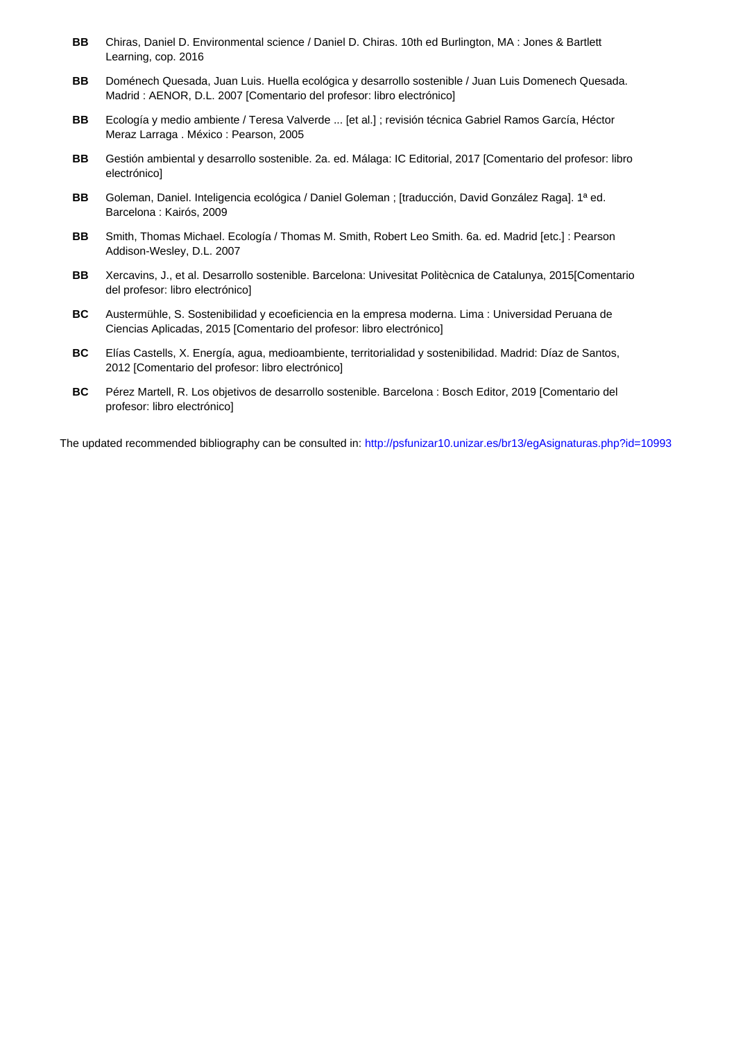| | |
|---|---|
| **BB** | Chiras, Daniel D. Environmental science / Daniel D. Chiras. 10th ed Burlington, MA : Jones & Bartlett Learning, cop. 2016 |
| **BB** | Doménech Quesada, Juan Luis. Huella ecológica y desarrollo sostenible / Juan Luis Domenech Quesada. Madrid : AENOR, D.L. 2007 [Comentario del profesor: libro electrónico] |
| **BB** | Ecología y medio ambiente / Teresa Valverde ... [et al.] ; revisión técnica Gabriel Ramos García, Héctor Meraz Larraga . México : Pearson, 2005 |
| **BB** | Gestión ambiental y desarrollo sostenible. 2a. ed. Málaga: IC Editorial, 2017 [Comentario del profesor: libro electrónico] |
| **BB** | Goleman, Daniel. Inteligencia ecológica / Daniel Goleman ; [traducción, David González Raga]. 1ª ed. Barcelona : Kairós, 2009 |
| **BB** | Smith, Thomas Michael. Ecología / Thomas M. Smith, Robert Leo Smith. 6a. ed. Madrid [etc.] : Pearson Addison-Wesley, D.L. 2007 |
| **BB** | Xercavins, J., et al. Desarrollo sostenible. Barcelona: Univesitat Politècnica de Catalunya, 2015[Comentario del profesor: libro electrónico] |
| **BC** | Austermühle, S. Sostenibilidad y ecoeficiencia en la empresa moderna. Lima : Universidad Peruana de Ciencias Aplicadas, 2015 [Comentario del profesor: libro electrónico] |
| **BC** | Elías Castells, X. Energía, agua, medioambiente, territorialidad y sostenibilidad. Madrid: Díaz de Santos, 2012 [Comentario del profesor: libro electrónico] |
| **BC** | Pérez Martell, R. Los objetivos de desarrollo sostenible. Barcelona : Bosch Editor, 2019 [Comentario del profesor: libro electrónico] |

The updated recommended bibliography can be consulted in: http://psfunizar10.unizar.es/br13/egAsignaturas.php?id=10993